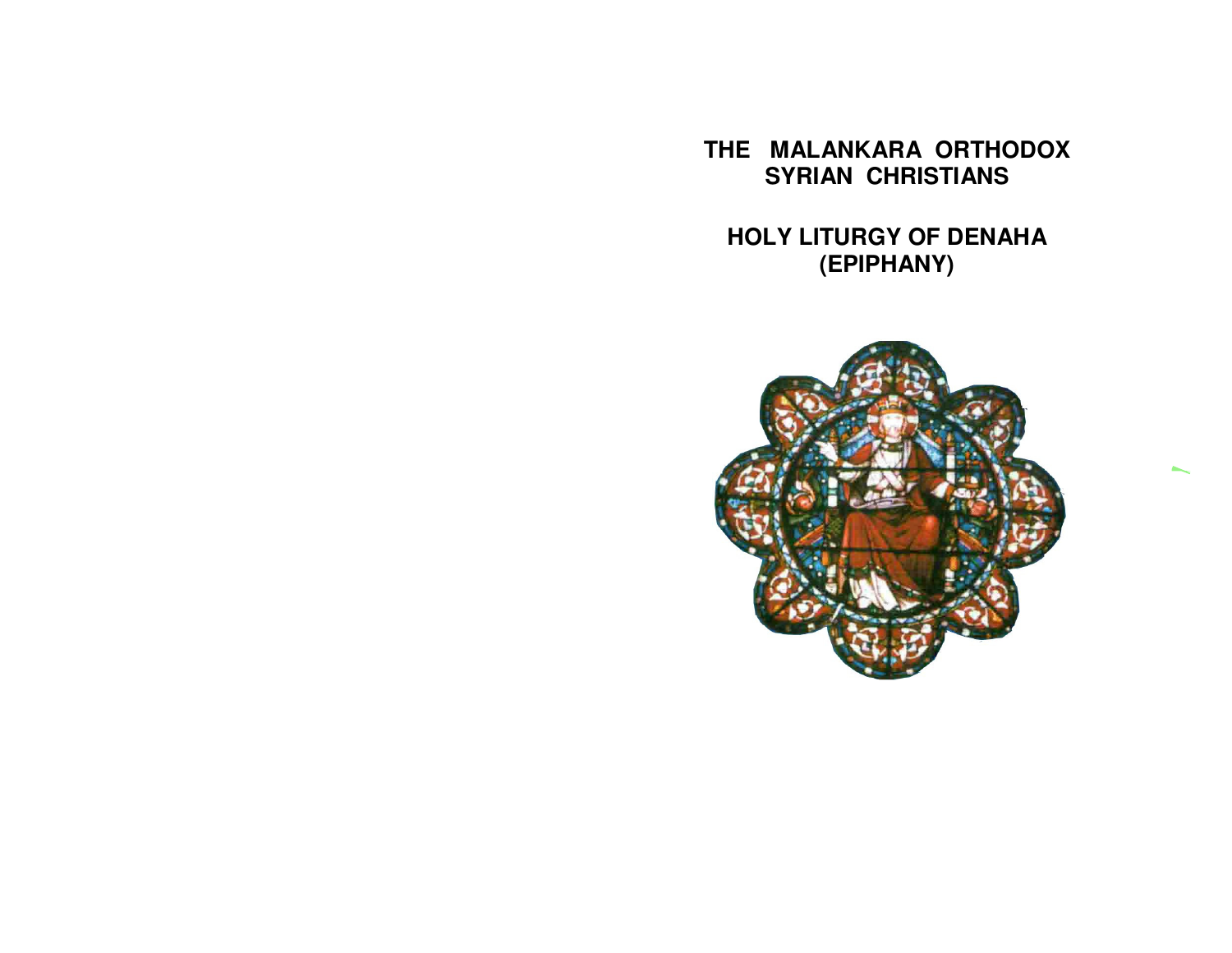# THE MALANKARA ORTHODOX SYRIAN CHRISTIANS

## HOLY LITURGY OF DENAHA (EPIPHANY)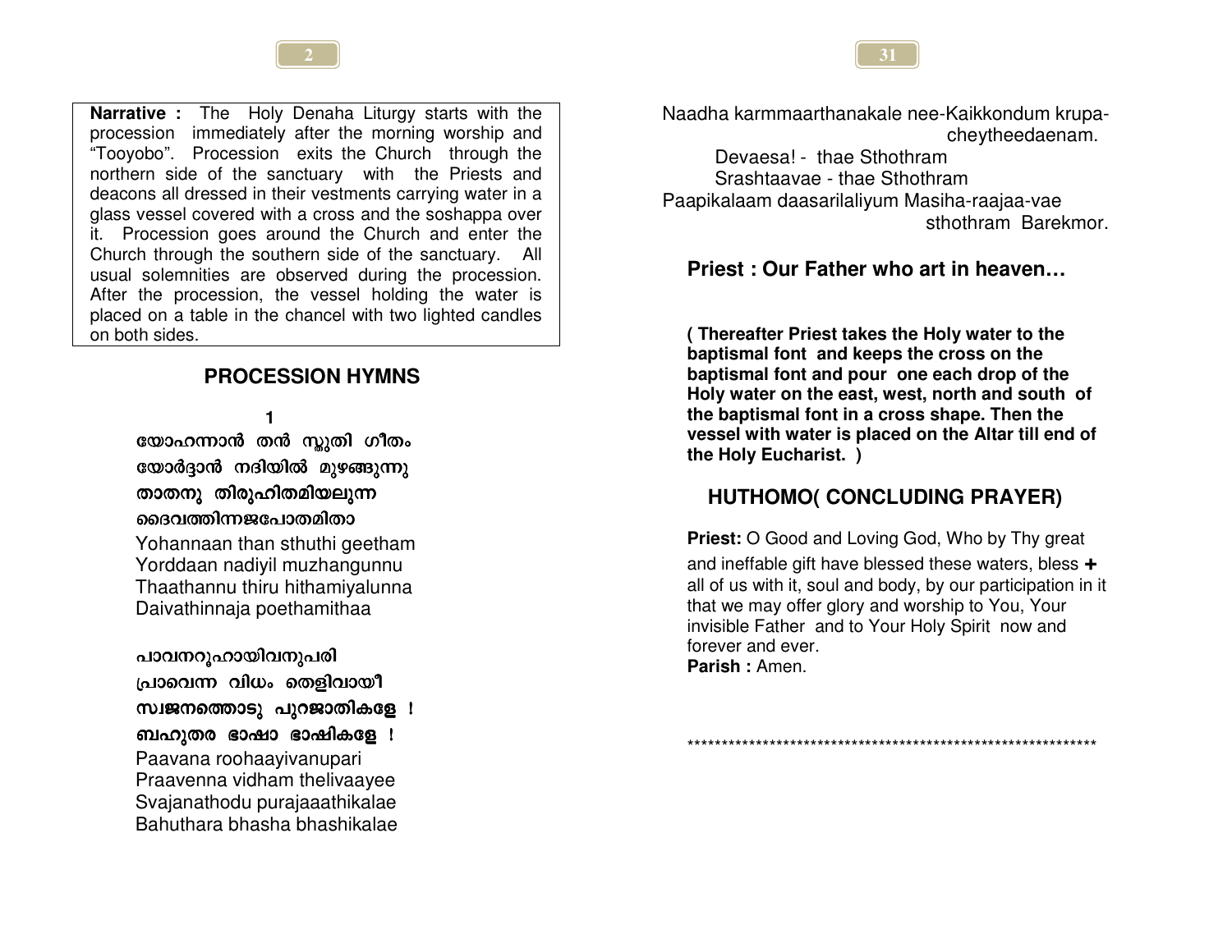**Narrative :** The Holy Denaha Liturgy starts with the procession immediately after the morning worship and "Tooyobo". Procession exits the Church through the northern side of the sanctuary with the Priests and deacons all dressed in their vestments carrying water in a glass vessel covered with a cross and the soshappa over it. Procession goes around the Church and enter the Church through the southern side of the sanctuary. All usual solemnities are observed during the procession. After the procession, the vessel holding the water is placed on a table in the chancel with two lighted candles on both sides.

## PROCESSION HYMNS

1

യോഹന്നാൻ തൻ സ്തുതി ഗീതം
യോർദ്ദാൻ നദിയിൽ മുഴങ്ങുന്നു
താതനു തിരുഹിതമിയലുന്ന
ദൈവത്തിന്നജപോതമിതാ

Yohannaan than sthuthi geetham
Yorddaan nadiyil muzhangunnu
Thaathannu thiru hithamiyalunna
Daivathinnaja poethamithaa

പാവനറൂഹായിവനുപരി
പ്രാവെന്ന വിധം തെളിവായീ
സ്വജനത്തൊടു പുറജാതികളേ !
ബഹുതര ഭാഷാ ഭാഷികളേ !

Paavana roohaayivanupari
Praavenna vidham thelivaayee
Svajanathodu purajaaathikalae
Bahuthara bhasha bhashikalae

Naadha karmmaarthanakale nee-Kaikkondum krupa-cheytheedaenam.

Devaesa! - thae Sthothram
Srashtaavae - thae Sthothram

Paapikalaam daasarilaliyum Masiha-raajaa-vae sthothram Barekmor.

**Priest : Our Father who art in heaven…**

**( Thereafter Priest takes the Holy water to the baptismal font and keeps the cross on the baptismal font and pour one each drop of the Holy water on the east, west, north and south of the baptismal font in a cross shape. Then the vessel with water is placed on the Altar till end of the Holy Eucharist. )**

## HUTHOMO( CONCLUDING PRAYER)

**Priest:** O Good and Loving God, Who by Thy great and ineffable gift have blessed these waters, bless ✚ all of us with it, soul and body, by our participation in it that we may offer glory and worship to You, Your invisible Father and to Your Holy Spirit now and forever and ever.

**Parish :** Amen.

***************************************************************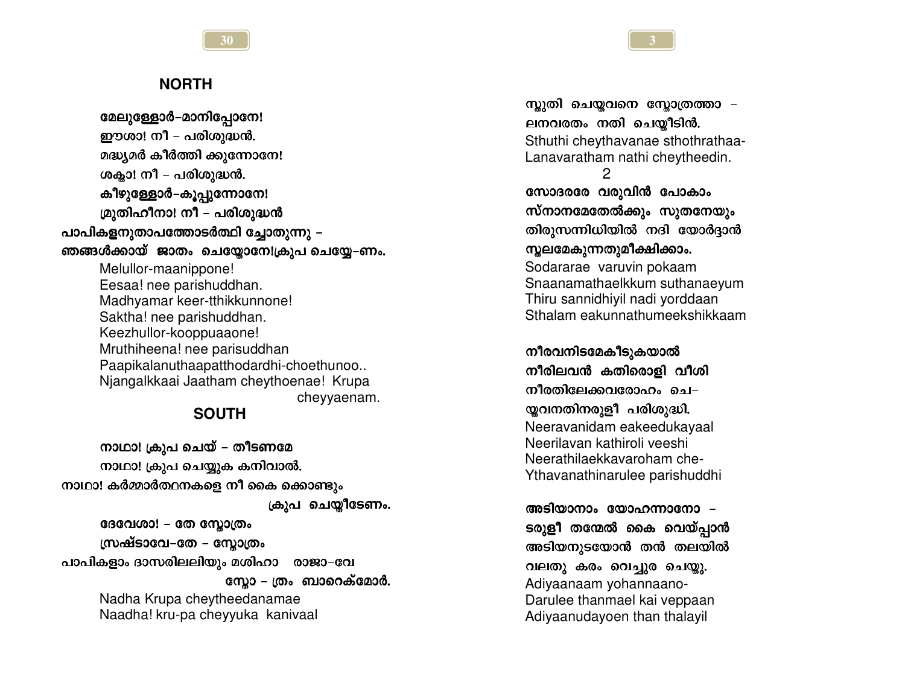## NORTH

മേലുള്ളോർ–മാനിപ്പോനേ!
ഈശാ! നീ – പരിശുദ്ധൻ.
മദ്ധ്യമർ കീർത്തി ക്കുന്നോനേ!
ശക്താ! നീ – പരിശുദ്ധൻ.
കീഴുള്ളോർ–കൂപ്പുന്നോനേ!
മ്രുതിഹീനാ! നീ – പരിശുദ്ധൻ
പാപികളനുതാപത്തോടർത്ഥി ച്ചോതുന്നു –
ഞങ്ങൾക്കായ് ജാതം ചെയ്തോനേ!ക്രുപ ചെയ്യേ–ണം.

Melullor-maanippone!
Eesaa! nee parishuddhan.
Madhyamar keer-tthikkunnone!
Saktha! nee parishuddhan.
Keezhullor-kooppuaaone!
Mruthiheena! nee parisuddhan
Paapikalanuthaapatthodardhi-choethunoo..
Njangalkkaai Jaatham cheythoenae! Krupa cheyyaenam.

## SOUTH

നാഥാ! ക്രുപ ചെയ് – തീടണമേ
നാഥാ! ക്രുപ ചെയ്യുക കനിവാൽ.
നാഥാ! കർമ്മാർത്ഥനകളെ നീ കൈ ക്കൊണ്ടും
ക്രുപ ചെയ്തീടേണം.
ദേവേശാ! – തേ സ്തോത്രം
സ്രഷ്ടാവേ–തേ – സ്തോത്രം
പാപികളാം ദാസരിലലിയും മശിഹാ രാജാ–വേ
സ്തോ – ത്രം ബാറെക്മോർ.

Nadha Krupa cheytheedanamae
Naadha! kru-pa cheyyuka kanivaal

സ്തുതി ചെയ്തവനെ സ്തോത്രത്താ –
ലനവരതം നതി ചെയ്തീടിൻ.
Sthuthi cheythavanae sthothrathaa-
Lanavaratham nathi cheytheedin.

2

സോദരരേ വരുവിൻ പോകാം
സ്നാനമേതേൽക്കും സുതനേയും
തിരുസന്നിധിയിൽ നദി യോർദ്ദാൻ
സ്ഥലമേകുന്നതുമീക്ഷിക്കാം.
Sodararae varuvin pokaam
Snaanamathaelkkum suthanaeyum
Thiru sannidhiyil nadi yorddaan
Sthalam eakunnathumeekshikkaam

നീരവനിടമേകീടുകയാൽ
നീരിലവൻ കതിരൊളി വീശി
നീരതിലേക്കവരോഹം ചെ–
യ്തവനതിനരുളീ പരിശുദ്ധി.
Neeravanidam eakeedukayaal
Neerilavan kathiroli veeshi
Neerathilaekkavaroham che-
Ythavanathinarulee parishuddhi

അടിയാനാം യോഹന്നാനോ –
ടരുളീ തന്മേൽ കൈ വെയ്പ്പാൻ
അടിയനുടയോൻ തൻ തലയിൽ
വലതു കരം വെച്ചുര ചെയ്തു.
Adiyaanaam yohannaano-
Darulee thanmael kai veppaan
Adiyaanudayoen than thalayil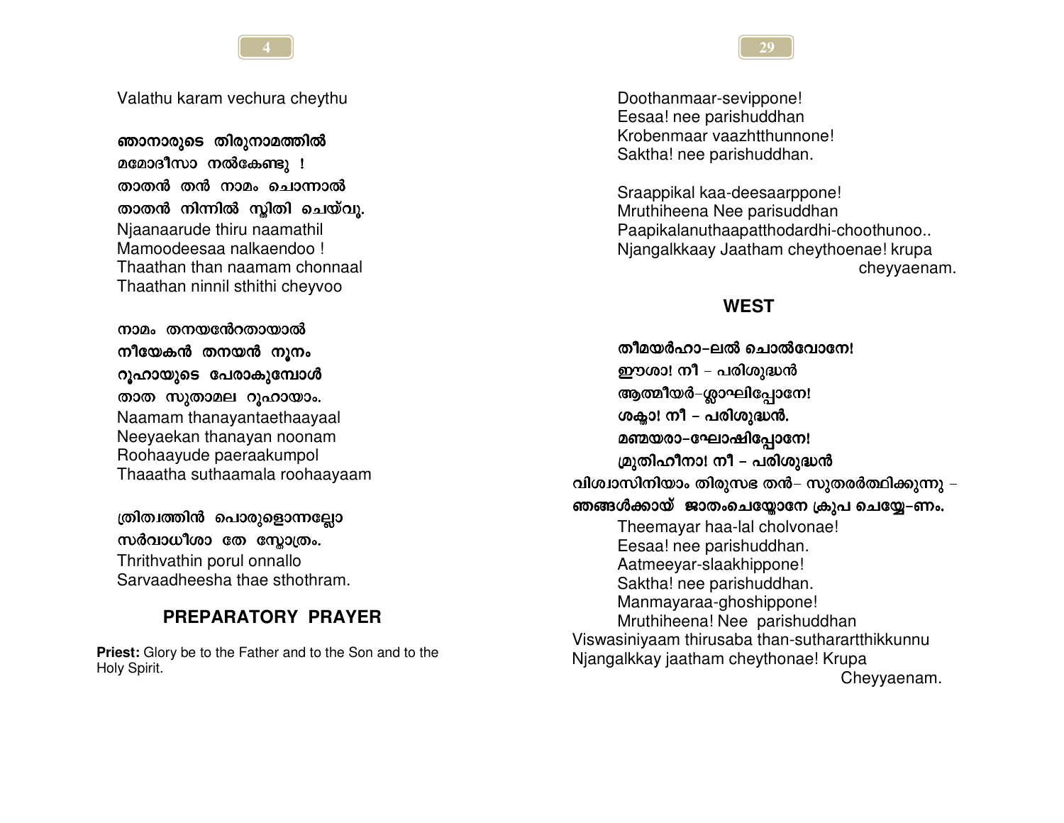Valathu karam vechura cheythu

**ഞാനാരുടെ തിരുനാമത്തിൽ**
**മമോദീസാ നൽകേണ്ടു !**
**താതൻ തൻ നാമം ചൊന്നാൽ**
**താതൻ നിന്നിൽ സ്ഥിതി ചെയ്‌വൂ.**
Njaanaarude thiru naamathil
Mamoodeesaa nalkaendoo !
Thaathan than naamam chonnaal
Thaathan ninnil sthithi cheyvoo

**നാമം തനയന്റേതായാൽ**
**നീയേകൻ തനയൻ നൂനം**
**റൂഹായുടെ പേരാകുമ്പോൾ**
**താത സുതാമല റൂഹായാം.**
Naamam thanayantaethaayaal
Neeyaekan thanayan noonam
Roohaayude paeraakumpol
Thaaatha suthaamala roohaayaam

**ത്രിത്വത്തിൻ പൊരുളൊന്നല്ലോ**
**സർവാധീശാ തേ സ്തോത്രം.**
Thrithvathin porul onnallo
Sarvaadheesha thae sthothram.

## PREPARATORY PRAYER

**Priest:** Glory be to the Father and to the Son and to the Holy Spirit.

Doothanmaar-sevippone!
Eesaa! nee parishuddhan
Krobenmaar vaazhtthunnone!
Saktha! nee parishuddhan.

Sraappikal kaa-deesaarppone!
Mruthiheena Nee parisuddhan
Paapikalanuthaapatthodardhi-choothunoo..
Njangalkkaay Jaatham cheythoenae! krupa cheyyaenam.

## WEST

**തീമയർഹാ–ലൽ ചൊൽവോനേ!**
**ഈശാ! നീ – പരിശുദ്ധൻ**
**ആത്മീയർ–ശ്ലാഘിപ്പോനേ!**
**ശക്താ! നീ – പരിശുദ്ധൻ.**
**മൺമയരാ–ഘോഷിപ്പോനേ!**
**മൃതിഹീനാ! നീ – പരിശുദ്ധൻ**
**വിശ്വാസിനിയാം തിരുസഭ തൻ– സുതരർത്ഥിക്കുന്നു –**
**ഞങ്ങൾക്കായ് ജാതംചെയ്തോനേ ക്രുപ ചെയ്യേ–ണം.**
Theemayar haa-lal cholvonae!
Eesaa! nee parishuddhan.
Aatmeeyar-slaakhippone!
Saktha! nee parishuddhan.
Manmayaraa-ghoshippone!
Mruthiheena! Nee parishuddhan
Viswasiniyaam thirusaba than-sutharartthikkunnu
Njangalkkay jaatham cheythonae! Krupa Cheyyaenam.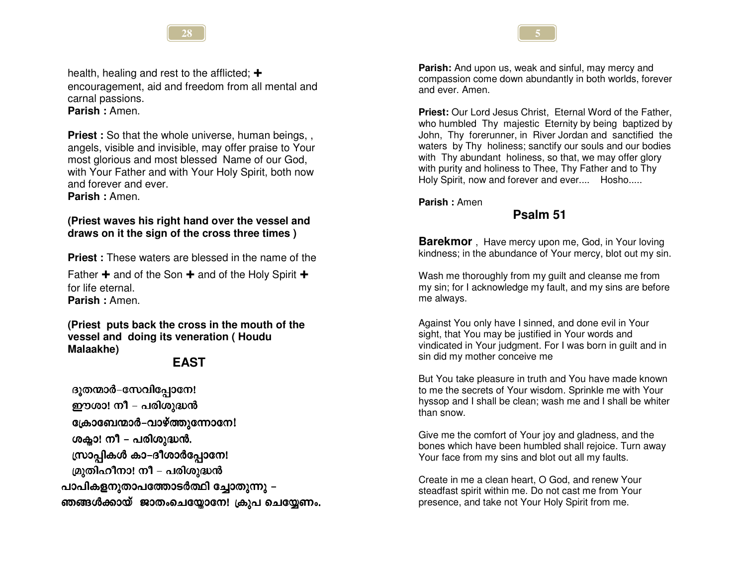health, healing and rest to the afflicted; ✚ encouragement, aid and freedom from all mental and carnal passions.
**Parish :** Amen.

**Priest :** So that the whole universe, human beings, , angels, visible and invisible, may offer praise to Your most glorious and most blessed Name of our God, with Your Father and with Your Holy Spirit, both now and forever and ever.
**Parish :** Amen.

**(Priest waves his right hand over the vessel and draws on it the sign of the cross three times )**

**Priest :** These waters are blessed in the name of the Father ✚ and of the Son ✚ and of the Holy Spirit ✚ for life eternal.
**Parish :** Amen.

**(Priest puts back the cross in the mouth of the vessel and doing its veneration ( Houdu Malaakhe)**

## EAST

**ദൂതന്മാർ–സേവിപ്പോനേ!**
**ഈശാ! നീ – പരിശുദ്ധൻ**
**ക്രോബേന്മാർ–വാഴ്ത്തുന്നോനേ!**
**ശക്താ! നീ – പരിശുദ്ധൻ.**
**സ്രാപ്പികൾ കാ–ദീശാർപ്പോനേ!**
**മൃതിഹീനാ! നീ – പരിശുദ്ധൻ**
**പാപികളനുതാപത്തോടർത്ഥി ച്ചോതുന്നു –**
**ഞങ്ങൾക്കായ് ജാതംചെയ്യോനേ! ക്രുപ ചെയ്യേണം.**

**Parish:** And upon us, weak and sinful, may mercy and compassion come down abundantly in both worlds, forever and ever. Amen.

**Priest:** Our Lord Jesus Christ, Eternal Word of the Father, who humbled Thy majestic Eternity by being baptized by John, Thy forerunner, in River Jordan and sanctified the waters by Thy holiness; sanctify our souls and our bodies with Thy abundant holiness, so that, we may offer glory with purity and holiness to Thee, Thy Father and to Thy Holy Spirit, now and forever and ever.... Hosho.....

**Parish :** Amen

## Psalm 51

**Barekmor** , Have mercy upon me, God, in Your loving kindness; in the abundance of Your mercy, blot out my sin.

Wash me thoroughly from my guilt and cleanse me from my sin; for I acknowledge my fault, and my sins are before me always.

Against You only have I sinned, and done evil in Your sight, that You may be justified in Your words and vindicated in Your judgment. For I was born in guilt and in sin did my mother conceive me

But You take pleasure in truth and You have made known to me the secrets of Your wisdom. Sprinkle me with Your hyssop and I shall be clean; wash me and I shall be whiter than snow.

Give me the comfort of Your joy and gladness, and the bones which have been humbled shall rejoice. Turn away Your face from my sins and blot out all my faults.

Create in me a clean heart, O God, and renew Your steadfast spirit within me. Do not cast me from Your presence, and take not Your Holy Spirit from me.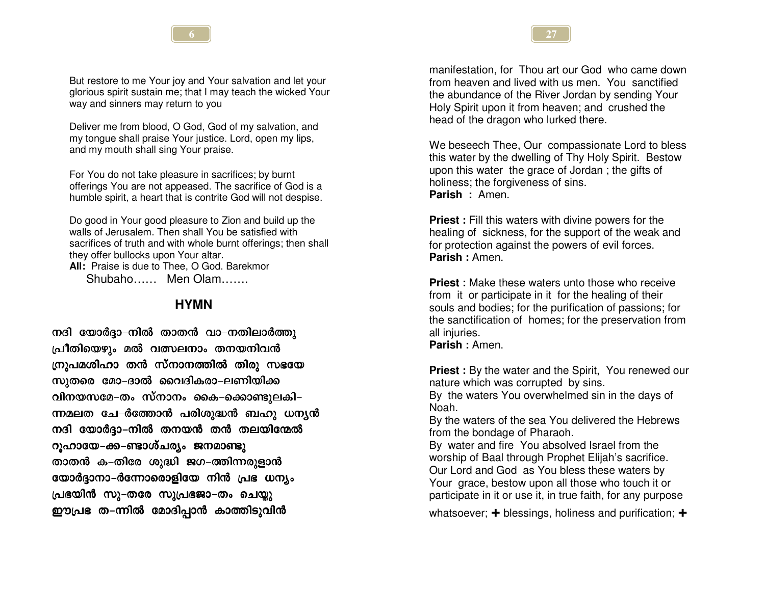But restore to me Your joy and Your salvation and let your glorious spirit sustain me; that I may teach the wicked Your way and sinners may return to you

Deliver me from blood, O God, God of my salvation, and my tongue shall praise Your justice. Lord, open my lips, and my mouth shall sing Your praise.

For You do not take pleasure in sacrifices; by burnt offerings You are not appeased. The sacrifice of God is a humble spirit, a heart that is contrite God will not despise.

Do good in Your good pleasure to Zion and build up the walls of Jerusalem. Then shall You be satisfied with sacrifices of truth and with whole burnt offerings; then shall they offer bullocks upon Your altar.

**All:** Praise is due to Thee, O God. Barekmor Shubaho…… Men Olam…….

## HYMN

നദി യോർദ്ദാ-നിൽ താതൻ വാ-നതിലാർത്തു
പ്രീതിയെഴും മൽ വത്സലനാം തനയനിവൻ
നൃപമശിഹാ തൻ സ്നാനത്തിൽ തിരു സഭയേ
സുതരെ മോ-ദാൽ വൈദികരാ-ലണിയിക്ക
വിനയസമേ-തം സ്നാനം കൈ-ക്കൊണ്ടുലകി-
ന്നമലത ചേ-ർത്തോൻ പരിശുദ്ധൻ ബഹു ധന്യൻ
നദി യോർദ്ദാ-നിൽ തനയൻ തൻ തലയിന്മേൽ
റൂഹായേ-ക്ക-ണ്ടാശ്ചര്യം ജനമാണ്ടു
താതൻ ക-തിരേ ശുദ്ധി ജഗ-ത്തിന്നരുളാൻ
യോർദ്ദാനാ-ർന്നോരൊളിയേ നിൻ പ്രഭ ധന്യം
പ്രഭയിൻ സു-തരേ സുപ്രഭജാ-തം ചെയ്തു
ഈപ്രഭ ത-ന്നിൽ മോദിപ്പാൻ കാത്തിടുവിൻ

manifestation, for Thou art our God who came down from heaven and lived with us men. You sanctified the abundance of the River Jordan by sending Your Holy Spirit upon it from heaven; and crushed the head of the dragon who lurked there.

We beseech Thee, Our compassionate Lord to bless this water by the dwelling of Thy Holy Spirit. Bestow upon this water the grace of Jordan ; the gifts of holiness; the forgiveness of sins.

**Parish :** Amen.

**Priest :** Fill this waters with divine powers for the healing of sickness, for the support of the weak and for protection against the powers of evil forces.

**Parish :** Amen.

**Priest :** Make these waters unto those who receive from it or participate in it for the healing of their souls and bodies; for the purification of passions; for the sanctification of homes; for the preservation from all injuries.

**Parish :** Amen.

**Priest :** By the water and the Spirit, You renewed our nature which was corrupted by sins.
By the waters You overwhelmed sin in the days of Noah.
By the waters of the sea You delivered the Hebrews from the bondage of Pharaoh.
By water and fire You absolved Israel from the worship of Baal through Prophet Elijah's sacrifice.
Our Lord and God as You bless these waters by Your grace, bestow upon all those who touch it or participate in it or use it, in true faith, for any purpose whatsoever; ✚ blessings, holiness and purification; ✚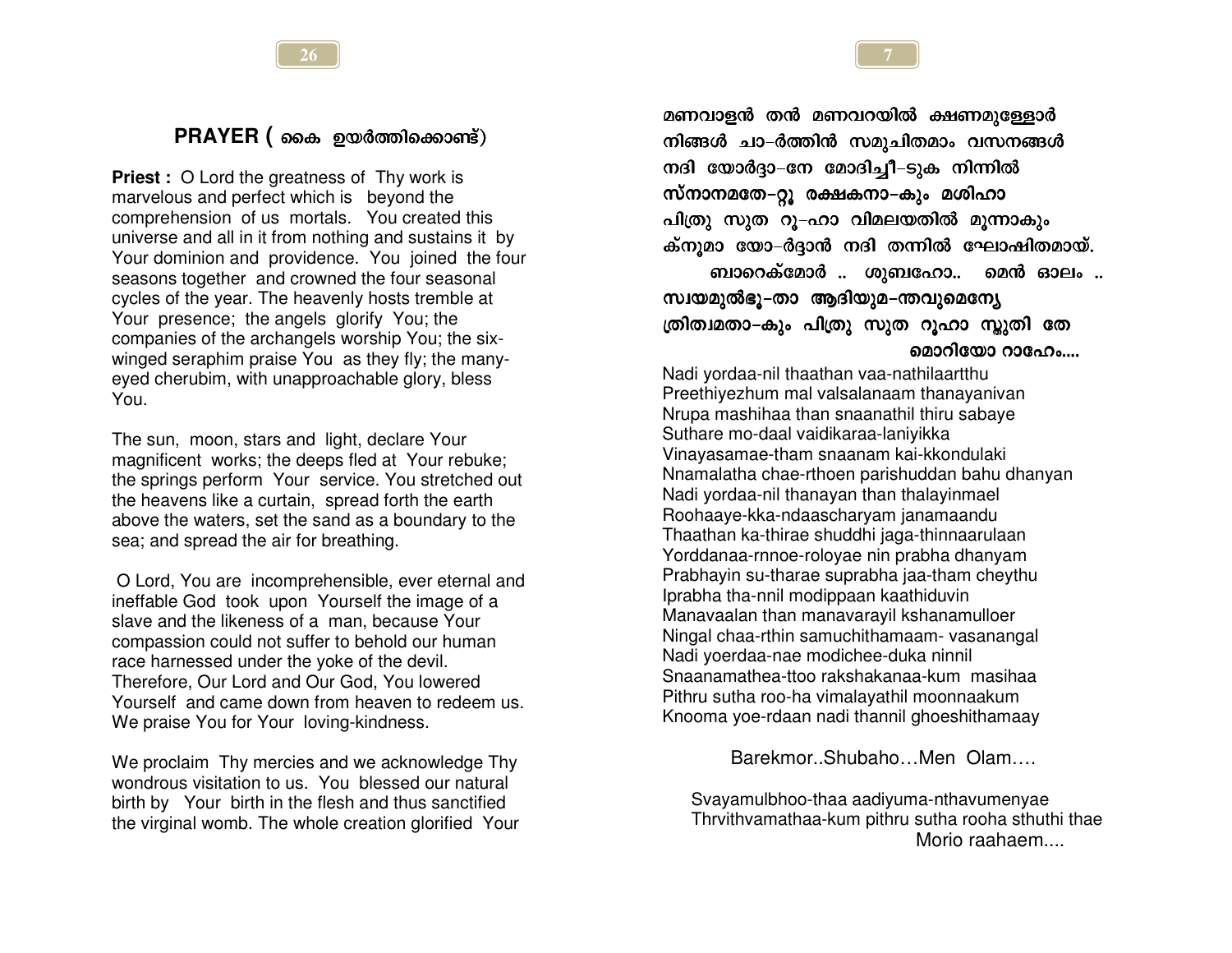## PRAYER ( കൈ ഉയർത്തിക്കൊണ്ട്)

**Priest :** O Lord the greatness of Thy work is marvelous and perfect which is beyond the comprehension of us mortals. You created this universe and all in it from nothing and sustains it by Your dominion and providence. You joined the four seasons together and crowned the four seasonal cycles of the year. The heavenly hosts tremble at Your presence; the angels glorify You; the companies of the archangels worship You; the six-winged seraphim praise You as they fly; the many-eyed cherubim, with unapproachable glory, bless You.

The sun, moon, stars and light, declare Your magnificent works; the deeps fled at Your rebuke; the springs perform Your service. You stretched out the heavens like a curtain, spread forth the earth above the waters, set the sand as a boundary to the sea; and spread the air for breathing.

O Lord, You are incomprehensible, ever eternal and ineffable God took upon Yourself the image of a slave and the likeness of a man, because Your compassion could not suffer to behold our human race harnessed under the yoke of the devil. Therefore, Our Lord and Our God, You lowered Yourself and came down from heaven to redeem us. We praise You for Your loving-kindness.

We proclaim Thy mercies and we acknowledge Thy wondrous visitation to us. You blessed our natural birth by Your birth in the flesh and thus sanctified the virginal womb. The whole creation glorified Your

മണവാളൻ തൻ മണവറയിൽ ക്ഷണമുള്ളോർ
നിങ്ങൾ ചാ-ർത്തിൻ സമുചിതമാം വസനങ്ങൾ
നദി യോർദ്ദാ-നേ മോദിച്ചീ-ടുക നിന്നിൽ
സ്നാനമതേ-റ്റൂ രക്ഷകനാ-കും മശിഹാ
പിത്രു സുത റൂ-ഹാ വിമലയതിൽ മൂന്നാകും
ക്നൂമാ യോ-ർദ്ദാൻ നദി തന്നിൽ ഘോഷിതമായ്.

ബാറെക്മോർ .. ശുബഹോ.. മെൻ ഓലം ..

സ്വയമുൽഭൂ-താ ആദിയുമ-ന്തവുമെന്യേ
ത്രിത്വമതാ-കും പിത്രു സുത റൂഹാ സ്തുതി തേ
മൊറിയോ റാഹേം....

Nadi yordaa-nil thaathan vaa-nathilaartthu
Preethiyezhum mal valsalanaam thanayanivan
Nrupa mashihaa than snaanathil thiru sabaye
Suthare mo-daal vaidikaraa-laniyikka
Vinayasamae-tham snaanam kai-kkondulaki
Nnamalatha chae-rthoen parishuddan bahu dhanyan
Nadi yordaa-nil thanayan than thalayinmael
Roohaaye-kka-ndaascharyam janamaandu
Thaathan ka-thirae shuddhi jaga-thinnaarulaan
Yorddanaa-rnnoe-roloyae nin prabha dhanyam
Prabhayin su-tharae suprabha jaa-tham cheythu
Iprabha tha-nnil modippaan kaathiduvin
Manavaalan than manavarayil kshanamulloer
Ningal chaa-rthin samuchithamaam- vasanangal
Nadi yoerdaa-nae modichee-duka ninnil
Snaanamathea-ttoo rakshakanaa-kum masihaa
Pithru sutha roo-ha vimalayathil moonnaakum
Knooma yoe-rdaan nadi thannil ghoeshithamaay

Barekmor..Shubaho…Men Olam….

Svayamulbhoo-thaa aadiyuma-nthavumenyae
Thrvithvamathaa-kum pithru sutha rooha sthuthi thae
Morio raahaem....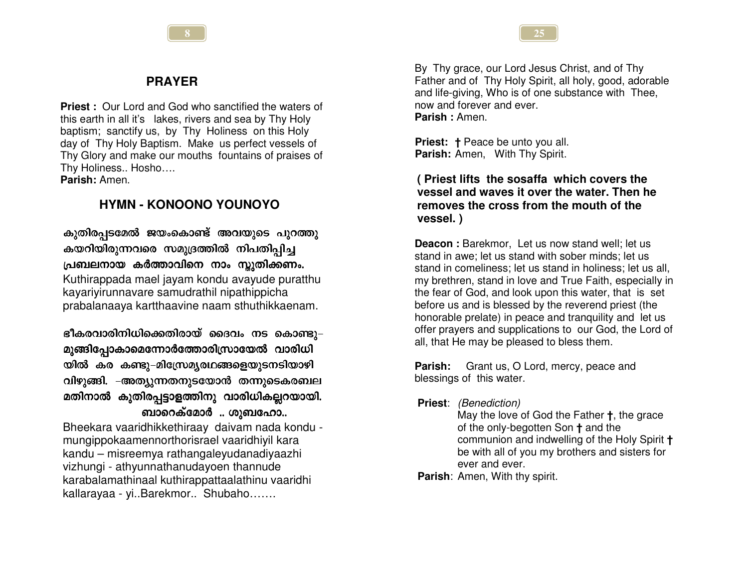## PRAYER

**Priest :** Our Lord and God who sanctified the waters of this earth in all it's lakes, rivers and sea by Thy Holy baptism; sanctify us, by Thy Holiness on this Holy day of Thy Holy Baptism. Make us perfect vessels of Thy Glory and make our mouths fountains of praises of Thy Holiness.. Hosho….
**Parish:** Amen.

## HYMN - KONOONO YOUNOYO

**കുതിരപ്പടമേൽ ജയംകൊണ്ട് അവയുടെ പുറത്തു കയറിയിരുന്നവരെ സമുദ്രത്തിൽ നിപതിപ്പിച്ച പ്രബലനായ കർത്താവിനെ നാം സ്തുതിക്കണം.**
Kuthirappada mael jayam kondu avayude puratthu kayariyirunnavare samudrathil nipathippicha prabalanaaya kartthaavine naam sthuthikkaenam.

**ഭീകരവാരിനിധിക്കെതിരായ് ദൈവം നട കൊണ്ടു- മുങ്ങിപ്പോകാമെന്നോർത്തോരിസ്രായേൽ വാരിധി യിൽ കര കണ്ടു-മിസ്രേമ്യരഥങ്ങളെയുടനടിയാഴി വിഴുങ്ങി. -അത്യുന്നതനുടയോൻ തന്നുടെകരബല മതിനാൽ കുതിരപ്പട്ടാളത്തിനു വാരിധികല്ലറയായി. ബാറെക്മോർ .. ശുബഹോ..**
Bheekara vaaridhikkethiraay daivam nada kondu - mungippokaamennorthorisrael vaaridhiyil kara kandu – misreemya rathangaleyudanadiyaazhi vizhungi - athyunnathanudayoen thannude karabalamathinaal kuthirappattaalathinu vaaridhi kallarayaa - yi..Barekmor.. Shubaho…….

By Thy grace, our Lord Jesus Christ, and of Thy Father and of Thy Holy Spirit, all holy, good, adorable and life-giving, Who is of one substance with Thee, now and forever and ever.
**Parish :** Amen.

**Priest:** † Peace be unto you all.
**Parish:** Amen, With Thy Spirit.

**( Priest lifts the sosaffa which covers the vessel and waves it over the water. Then he removes the cross from the mouth of the vessel. )**

**Deacon :** Barekmor, Let us now stand well; let us stand in awe; let us stand with sober minds; let us stand in comeliness; let us stand in holiness; let us all, my brethren, stand in love and True Faith, especially in the fear of God, and look upon this water, that is set before us and is blessed by the reverend priest (the honorable prelate) in peace and tranquility and let us offer prayers and supplications to our God, the Lord of all, that He may be pleased to bless them.

**Parish:** Grant us, O Lord, mercy, peace and blessings of this water.

**Priest**: *(Benediction)*
May the love of God the Father †, the grace of the only-begotten Son † and the communion and indwelling of the Holy Spirit † be with all of you my brothers and sisters for ever and ever.
**Parish**: Amen, With thy spirit.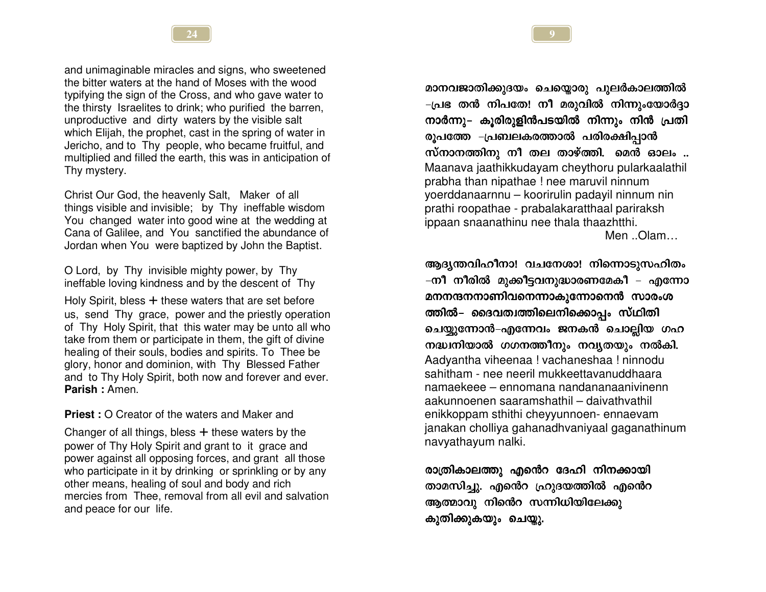and unimaginable miracles and signs, who sweetened the bitter waters at the hand of Moses with the wood typifying the sign of the Cross, and who gave water to the thirsty Israelites to drink; who purified the barren, unproductive and dirty waters by the visible salt which Elijah, the prophet, cast in the spring of water in Jericho, and to Thy people, who became fruitful, and multiplied and filled the earth, this was in anticipation of Thy mystery.

Christ Our God, the heavenly Salt, Maker of all things visible and invisible; by Thy ineffable wisdom You changed water into good wine at the wedding at Cana of Galilee, and You sanctified the abundance of Jordan when You were baptized by John the Baptist.

O Lord, by Thy invisible mighty power, by Thy ineffable loving kindness and by the descent of Thy Holy Spirit, bless + these waters that are set before us, send Thy grace, power and the priestly operation of Thy Holy Spirit, that this water may be unto all who take from them or participate in them, the gift of divine healing of their souls, bodies and spirits. To Thee be glory, honor and dominion, with Thy Blessed Father and to Thy Holy Spirit, both now and forever and ever.
**Parish :** Amen.

**Priest :** O Creator of the waters and Maker and Changer of all things, bless + these waters by the power of Thy Holy Spirit and grant to it grace and power against all opposing forces, and grant all those who participate in it by drinking or sprinkling or by any other means, healing of soul and body and rich mercies from Thee, removal from all evil and salvation and peace for our life.

**മാനവജാതിക്കുദയം ചെയ്തൊരു പുലർകാലത്തിൽ –പ്രഭ തൻ നിപതേ! നീ മരുവിൽ നിന്നുംയോർദ്ദാനാർന്നു– കൂരിരുളിൻപടയിൽ നിന്നും നിൻ പ്രതിരൂപത്തേ –പ്രബലകരത്താൽ പരിരക്ഷിപ്പാൻ സ്നാനത്തിനു നീ തല താഴ്ത്തി. മെൻ ഓലം ..**

Maanava jaathikkudayam cheythoru pularkaalathil prabha than nipathae ! nee maruvil ninnum yoerddanaarnnu – koorirulin padayil ninnum nin prathi roopathae - prabalakaratthaal parirakshippaan snaanathinu nee thala thaazhtthi.
Men ..Olam…

**ആദ്യന്തവിഹീനാ! വചനേശാ! നിന്നൊടുസഹിതം –നീ നീരിൽ മുക്കീട്ടവനുദ്ധാരണമേകീ – എന്നോമനനന്ദനനാണിവനെന്നാകുന്നോനെൻ സാരംശത്തിൽ– ദൈവത്വത്തിലെനിക്കൊപ്പം സ്ഥിതി ചെയ്യുന്നോൻ–എന്നേവം ജനകൻ ചൊല്ലിയ ഗഹനദ്ധ്വനിയാൽ ഗഗനത്തീനും നവ്യതയും നൽകി.**

Aadyantha viheenaa ! vachaneshaa ! ninnodu sahitham - nee neeril mukkeettavanuddhaara namaekeee – ennomana nandananaanivinenn aakunnoenen saaramshathil – daivathvathil enikkoppam sthithi cheyyunnoen- ennaevam janakan cholliya gahanadhvaniyaal gaganathinum navyathayum nalki.

**രാത്രികാലത്തു എന്റെ ദേഹി നിനക്കായി താമസിച്ചു. എന്റെ ഹ്രുദയത്തിൽ എന്റെ ആത്മാവു നിന്റെ സന്നിധിയിലേക്കു കുതിക്കുകയും ചെയ്തു.**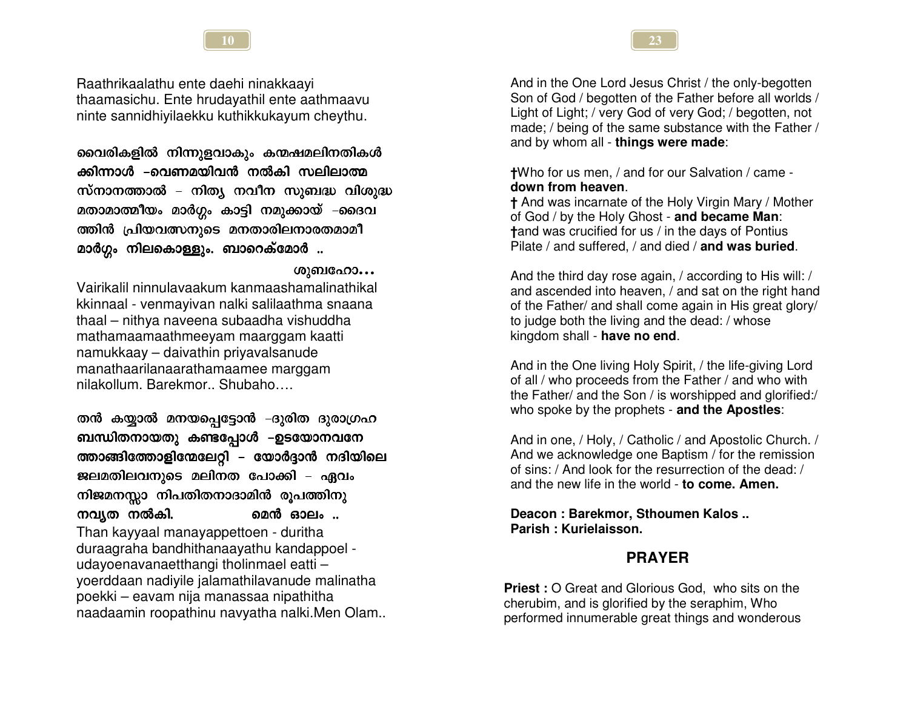Raathrikaalathu ente daehi ninakkaayi thaamasichu. Ente hrudayathil ente aathmaavu ninte sannidhiyilaekku kuthikkukayum cheythu.

**വൈരികളിൽ നിന്നുളവാകും കന്മഷമലിനതികൾ ക്കിന്നാൾ –വെണ്മയിവൻ നൽകി സലിലാത്മ സ്നാനത്താൽ – നിത്യ നവീന സുബദ്ധ വിശുദ്ധ മതാമാത്മീയം മാർഗ്ഗം കാട്ടി നമുക്കായ് –ദൈവ ത്തിൻ പ്രിയവത്സനുടെ മനതാരിലനാരതമാമീ മാർഗ്ഗം നിലകൊള്ളും. ബാറെക്മോർ ..**

**ശുബഹോ...**

Vairikalil ninnulavaakum kanmaashamalinathikal kkinnaal - venmayivan nalki salilaathma snaana thaal – nithya naveena subaadha vishuddha mathamaamaathmeeyam maarggam kaatti namukkaay – daivathin priyavalsanude manathaarilanaarathamaamee marggam nilakollum. Barekmor.. Shubaho….

**തൻ കയ്യാൽ മനയപ്പെട്ടോൻ –ദുരിത ദുരാഗ്രഹ ബന്ധിതനായതു കണ്ടപ്പോൾ –ഉടയോനവനേ ത്താങ്ങിത്തോളിന്മേലേറ്റി – യോർദ്ദാൻ നദിയിലെ ജലമതിലവനുടെ മലിനത പോക്കി – ഏവം നിജമനസ്സാ നിപതിതനാദാമിൻ രൂപത്തിനു നവ്യത നൽകി. മെൻ ഓലം ..**

Than kayyaal manayappettoen - duritha duraagraha bandhithanaayathu kandappoel - udayoenavanaetthangi tholinmael eatti – yoerddaan nadiyile jalamathilavanude malinatha poekki – eavam nija manassaa nipathitha naadaamin roopathinu navyatha nalki.Men Olam..

And in the One Lord Jesus Christ / the only-begotten Son of God / begotten of the Father before all worlds / Light of Light; / very God of very God; / begotten, not made; / being of the same substance with the Father / and by whom all - **things were made**:

**†**Who for us men, / and for our Salvation / came - **down from heaven**.
**†** And was incarnate of the Holy Virgin Mary / Mother of God / by the Holy Ghost - **and became Man**:
**†**and was crucified for us / in the days of Pontius Pilate / and suffered, / and died / **and was buried**.

And the third day rose again, / according to His will: / and ascended into heaven, / and sat on the right hand of the Father/ and shall come again in His great glory/ to judge both the living and the dead: / whose kingdom shall - **have no end**.

And in the One living Holy Spirit, / the life-giving Lord of all / who proceeds from the Father / and who with the Father/ and the Son / is worshipped and glorified:/ who spoke by the prophets - **and the Apostles**:

And in one, / Holy, / Catholic / and Apostolic Church. / And we acknowledge one Baptism / for the remission of sins: / And look for the resurrection of the dead: / and the new life in the world - **to come. Amen.**

**Deacon : Barekmor, Sthoumen Kalos ..**
**Parish : Kurielaisson.**

## PRAYER

**Priest :** O Great and Glorious God, who sits on the cherubim, and is glorified by the seraphim, Who performed innumerable great things and wonderous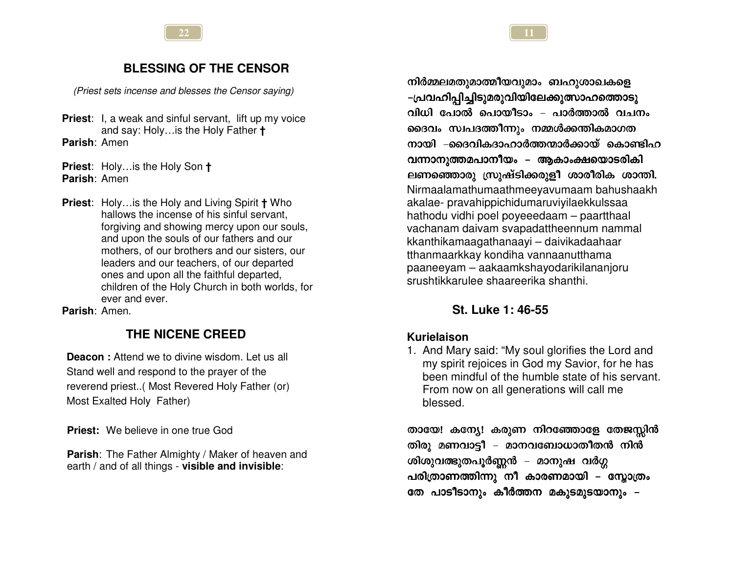## BLESSING OF THE CENSOR

*(Priest sets incense and blesses the Censor saying)*

**Priest**: I, a weak and sinful servant, lift up my voice and say: Holy…is the Holy Father †
**Parish**: Amen

**Priest**: Holy…is the Holy Son †
**Parish**: Amen

**Priest**: Holy…is the Holy and Living Spirit † Who hallows the incense of his sinful servant, forgiving and showing mercy upon our souls, and upon the souls of our fathers and our mothers, of our brothers and our sisters, our leaders and our teachers, of our departed ones and upon all the faithful departed, children of the Holy Church in both worlds, for ever and ever.
**Parish**: Amen.

## THE NICENE CREED

**Deacon :** Attend we to divine wisdom. Let us all Stand well and respond to the prayer of the reverend priest..( Most Revered Holy Father (or) Most Exalted Holy Father)

**Priest:** We believe in one true God

**Parish**: The Father Almighty / Maker of heaven and earth / and of all things - **visible and invisible**:

നിർമ്മലമതുമാത്മീയവുമാം ബഹുശാഖകളെ –പ്രവഹിപ്പിച്ചിടുമരുവിയിലേക്കുത്സാഹത്തൊടു വിധി പോൽ പൊയീടാം – പാർത്താൽ വചനം ദൈവം സ്വപദത്തീന്നും നമ്മൾക്കന്തികമാഗത നായി –ദൈവികദാഹാർത്തന്മാർക്കായ് കൊണ്ടിഹ വന്നാനുത്തമപാനീയം – ആകാംക്ഷയൊടരികി ലണഞ്ഞൊരു സ്രുഷ്ടിക്കരുളീ ശാരീരിക ശാന്തി.
Nirmaalamathumaathmeeyavumaam bahushaakh akalae- pravahippichidumaruviyilaekkulssaa hathodu vidhi poel poyeeedaam – paartthaal vachanam daivam svapadattheennum nammal kkanthikamaagathanaayi – daivikadaahaar tthanmaarkkay kondiha vannaanutthama paaneeyam – aakaamkshayodarikilananjoru srushtikkarulee shaareerika shanthi.

## St. Luke 1: 46-55

**Kurielaison**

1. And Mary said: “My soul glorifies the Lord and my spirit rejoices in God my Savior, for he has been mindful of the humble state of his servant. From now on all generations will call me blessed.

തായേ! കന്യേ! കരുണ നിറഞ്ഞോളേ തേജസ്സിൻ തിരു മണവാട്ടീ – മാനവബോധാതീതൻ നിൻ ശിശുവത്ഭുതപൂർണ്ണൻ – മാനുഷ വർഗ്ഗ പരിത്രാണത്തിന്നു നീ കാരണമായി – സ്തോത്രം തേ പാടീടാനും കീർത്തന മകുടമുടയാനും –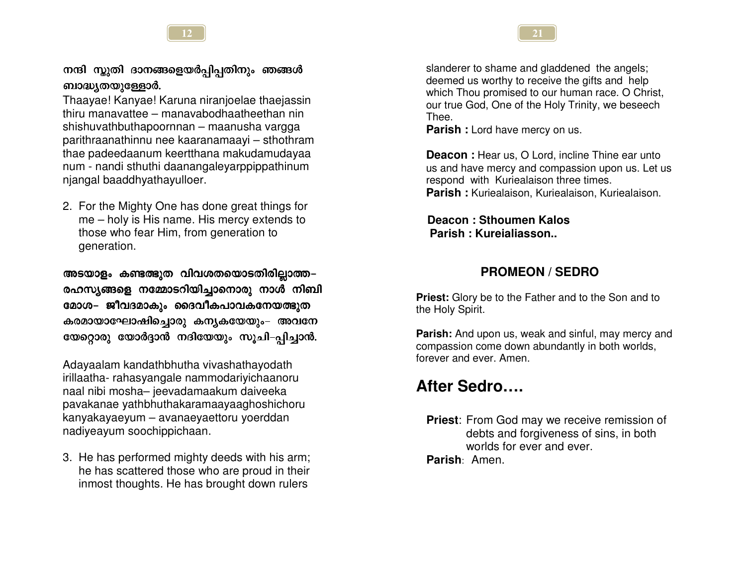**നന്ദി സ്തുതി ദാനങ്ങളെയർപ്പിപ്പതിനും ഞങ്ങൾ ബാദ്ധ്യതയുള്ളോർ.**

Thaayae! Kanyae! Karuna niranjoelae thaejassin thiru manavattee – manavabodhaatheethan nin shishuvathbuthapoornnan – maanusha vargga parithraanathinnu nee kaaranamaayi – sthothram thae padeedaanum keertthana makudamudayaa num - nandi sthuthi daanangaleyarppippathinum njangal baaddhyathayulloer.

2. For the Mighty One has done great things for me – holy is His name. His mercy extends to those who fear Him, from generation to generation.

**അടയാളം കണ്ടത്ഭുത വിവശതയൊടതിരില്ലാത്ത- രഹസ്യങ്ങളെ നമ്മോടറിയിച്ചാനൊരു നാൾ നിബി മോശ– ജീവദമാകും ദൈവീകപാവകനേയത്ഭുത കരമായാഘോഷിച്ചൊരു കന്യകയേയും– അവനേ യേറ്റൊരു യോർദ്ദാൻ നദിയേയും സൂചി–പ്പിച്ചാൻ.**

Adayaalam kandathbhutha vivashathayodath irillaatha- rahasyangale nammodariyichaanoru naal nibi mosha– jeevadamaakum daiveeka pavakanae yathbhuthakaramaayaaghoshichoru kanyakayaeyum – avanaeyaettoru yoerddan nadiyeayum soochippichaan.

3. He has performed mighty deeds with his arm; he has scattered those who are proud in their inmost thoughts. He has brought down rulers

slanderer to shame and gladdened the angels; deemed us worthy to receive the gifts and help which Thou promised to our human race. O Christ, our true God, One of the Holy Trinity, we beseech Thee.

**Parish :** Lord have mercy on us.

**Deacon :** Hear us, O Lord, incline Thine ear unto us and have mercy and compassion upon us. Let us respond with Kuriealaison three times.

**Parish :** Kuriealaison, Kuriealaison, Kuriealaison.

**Deacon : Sthoumen Kalos**

**Parish : Kureialiasson..**

### PROMEON / SEDRO

**Priest:** Glory be to the Father and to the Son and to the Holy Spirit.

**Parish:** And upon us, weak and sinful, may mercy and compassion come down abundantly in both worlds, forever and ever. Amen.

## After Sedro….

**Priest**: From God may we receive remission of debts and forgiveness of sins, in both worlds for ever and ever.

**Parish**: Amen.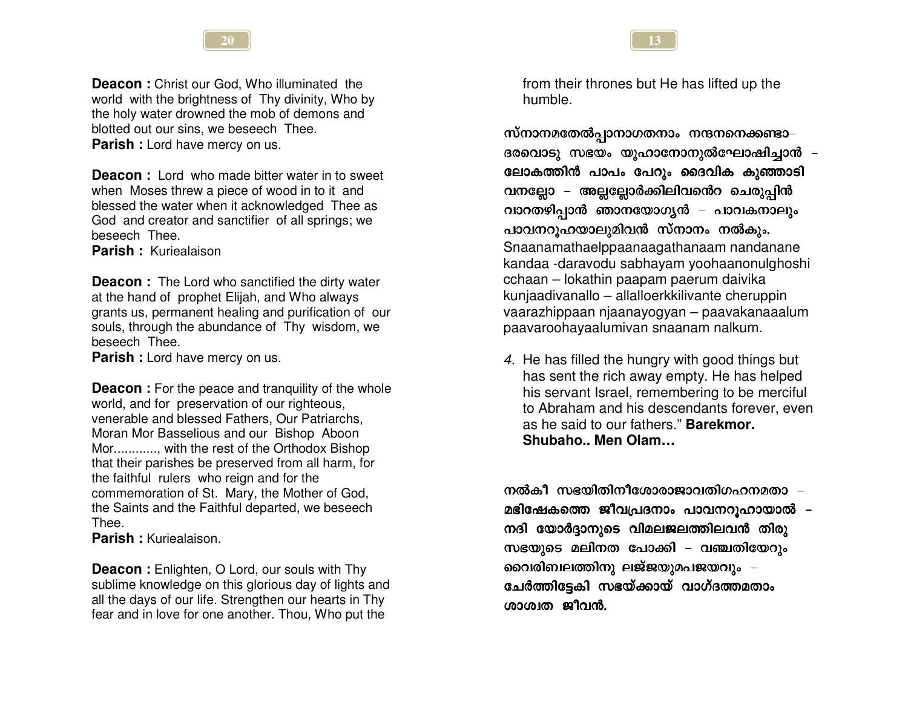**Deacon :** Christ our God, Who illuminated the world with the brightness of Thy divinity, Who by the holy water drowned the mob of demons and blotted out our sins, we beseech Thee.
**Parish :** Lord have mercy on us.

**Deacon :** Lord who made bitter water in to sweet when Moses threw a piece of wood in to it and blessed the water when it acknowledged Thee as God and creator and sanctifier of all springs; we beseech Thee.
**Parish :** Kuriealaison

**Deacon :** The Lord who sanctified the dirty water at the hand of prophet Elijah, and Who always grants us, permanent healing and purification of our souls, through the abundance of Thy wisdom, we beseech Thee.
**Parish :** Lord have mercy on us.

**Deacon :** For the peace and tranquility of the whole world, and for preservation of our righteous, venerable and blessed Fathers, Our Patriarchs, Moran Mor Basselious and our Bishop Aboon Mor............, with the rest of the Orthodox Bishop that their parishes be preserved from all harm, for the faithful rulers who reign and for the commemoration of St. Mary, the Mother of God, the Saints and the Faithful departed, we beseech Thee.
**Parish :** Kuriealaison.

**Deacon :** Enlighten, O Lord, our souls with Thy sublime knowledge on this glorious day of lights and all the days of our life. Strengthen our hearts in Thy fear and in love for one another. Thou, Who put the

from their thrones but He has lifted up the humble.

**സ്നാനമതേൽപ്പാനാഗതനാം നന്ദനനെക്കണ്ടാ– ദരവൊടു സഭയം യൂഹാനോനുൽഘോഷിച്ചാൻ – ലോകത്തിൻ പാപം പേറും ദൈവിക കുഞ്ഞാടി വനല്ലോ – അല്ലല്ലോർക്കിലിവന്റെ ചെരുപ്പിൻ വാറതഴിപ്പാൻ ഞാനയോഗ്യൻ – പാവകനാലും പാവനറൂഹയാലുമിവൻ സ്നാനം നൽകും.**

Snaanamathaelppaanaagathanaam nandanane kandaa -daravodu sabhayam yoohaanonulghoshi cchaan – lokathin paapam paerum daivika kunjaadivanallo – allalloerkkilivante cheruppin vaarazhippaan njaanayogyan – paavakanaalum paavaroohayaalumivan snaanam nalkum.

4. He has filled the hungry with good things but has sent the rich away empty. He has helped his servant Israel, remembering to be merciful to Abraham and his descendants forever, even as he said to our fathers." **Barekmor. Shubaho.. Men Olam…**

**നൽകീ സഭയിതിനീശോരാജാവതിഗഹനമതാ – മഭിഷേകത്തെ ജീവപ്രദനാം പാവനറൂഹായാൽ – നദി യോർദ്ദാനുടെ വിമലജലത്തിലവൻ തിരു സഭയുടെ മലിനത പോക്കി – വഞ്ചതിയേറും വൈരിബലത്തിനു ലജ്ജയുമപജയവും – ചേർത്തിട്ടേകി സഭയ്ക്കായ് വാഗ്ദത്തമതാം ശാശ്വത ജീവൻ.**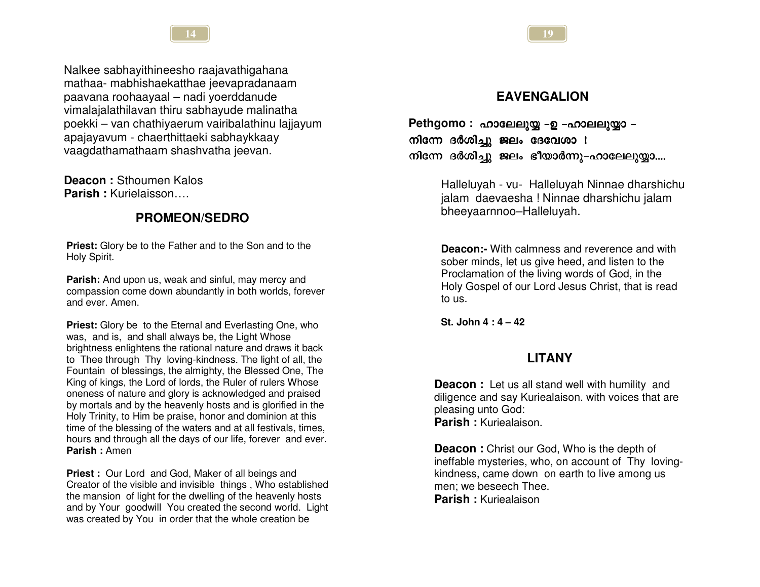Nalkee sabhayithineesho raajavathigahana mathaa- mabhishaekatthae jeevapradanaam paavana roohaayaal – nadi yoerddanude vimalajalathilavan thiru sabhayude malinatha poekki – van chathiyaerum vairibalathinu lajjayum apajayavum - chaerthittaeki sabhaykkaay vaagdathamathaam shashvatha jeevan.

**Deacon :** Sthoumen Kalos
**Parish :** Kurielaisson….

## PROMEON/SEDRO

**Priest:** Glory be to the Father and to the Son and to the Holy Spirit.

**Parish:** And upon us, weak and sinful, may mercy and compassion come down abundantly in both worlds, forever and ever. Amen.

**Priest:** Glory be to the Eternal and Everlasting One, who was, and is, and shall always be, the Light Whose brightness enlightens the rational nature and draws it back to Thee through Thy loving-kindness. The light of all, the Fountain of blessings, the almighty, the Blessed One, The King of kings, the Lord of lords, the Ruler of rulers Whose oneness of nature and glory is acknowledged and praised by mortals and by the heavenly hosts and is glorified in the Holy Trinity, to Him be praise, honor and dominion at this time of the blessing of the waters and at all festivals, times, hours and through all the days of our life, forever and ever.
**Parish :** Amen

**Priest :** Our Lord and God, Maker of all beings and Creator of the visible and invisible things , Who established the mansion of light for the dwelling of the heavenly hosts and by Your goodwill You created the second world. Light was created by You in order that the whole creation be

## EAVENGALION

**Pethgomo :** ഹാലേലുയ്യ –ഉ –ഹാലലുയ്യാ –
നിന്നേ ദർശിച്ചു ജലം ദേവേശാ !
നിന്നേ ദർശിച്ചു ജലം ഭീയാർന്നു–ഹാലേലുയ്യാ....

Halleluyah - vu- Halleluyah Ninnae dharshichu jalam daevaesha ! Ninnae dharshichu jalam bheeyaarnnoo–Halleluyah.

**Deacon:-** With calmness and reverence and with sober minds, let us give heed, and listen to the Proclamation of the living words of God, in the Holy Gospel of our Lord Jesus Christ, that is read to us.

**St. John 4 : 4 – 42**

## LITANY

**Deacon :** Let us all stand well with humility and diligence and say Kuriealaison. with voices that are pleasing unto God:
**Parish :** Kuriealaison.

**Deacon :** Christ our God, Who is the depth of ineffable mysteries, who, on account of Thy loving-kindness, came down on earth to live among us men; we beseech Thee.
**Parish :** Kuriealaison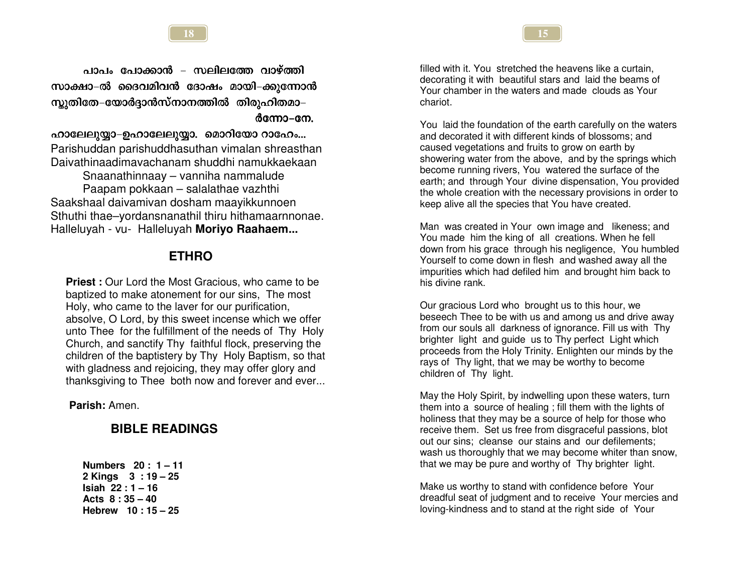പാപം പോക്കാൻ – സലിലത്തേ വാഴ്ത്തി
സാക്ഷാ–ൽ ദൈവമിവൻ ദോഷം മായി–ക്കുന്നോൻ
സ്തുതിതേ–യോർദ്ദാൻസ്നാനത്തിൽ തിരുഹിതമാ–
ർന്നോ–നേ.

ഹാലേലുയ്യാ–ഉഹാലേലുയ്യാ. മൊറിയോ റാഹേം...

Parishuddan parishuddhasuthan vimalan shreasthan
Daivathinaadimavachanam shuddhi namukkaekaan
Snaanathinnaay – vanniha nammalude
Paapam pokkaan – salalathae vazhthi
Saakshaal daivamivan dosham maayikkunnoen
Sthuthi thae–yordansnanathil thiru hithamaarnnonae.
Halleluyah - vu- Halleluyah **Moriyo Raahaem...**

## ETHRO

**Priest :** Our Lord the Most Gracious, who came to be baptized to make atonement for our sins, The most Holy, who came to the laver for our purification, absolve, O Lord, by this sweet incense which we offer unto Thee for the fulfillment of the needs of Thy Holy Church, and sanctify Thy faithful flock, preserving the children of the baptistery by Thy Holy Baptism, so that with gladness and rejoicing, they may offer glory and thanksgiving to Thee both now and forever and ever...

**Parish:** Amen.

## BIBLE READINGS

**Numbers 20 : 1 – 11**
**2 Kings 3 : 19 – 25**
**Isiah 22 : 1 – 16**
**Acts 8 : 35 – 40**
**Hebrew 10 : 15 – 25**

filled with it. You stretched the heavens like a curtain, decorating it with beautiful stars and laid the beams of Your chamber in the waters and made clouds as Your chariot.

You laid the foundation of the earth carefully on the waters and decorated it with different kinds of blossoms; and caused vegetations and fruits to grow on earth by showering water from the above, and by the springs which become running rivers, You watered the surface of the earth; and through Your divine dispensation, You provided the whole creation with the necessary provisions in order to keep alive all the species that You have created.

Man was created in Your own image and likeness; and You made him the king of all creations. When he fell down from his grace through his negligence, You humbled Yourself to come down in flesh and washed away all the impurities which had defiled him and brought him back to his divine rank.

Our gracious Lord who brought us to this hour, we beseech Thee to be with us and among us and drive away from our souls all darkness of ignorance. Fill us with Thy brighter light and guide us to Thy perfect Light which proceeds from the Holy Trinity. Enlighten our minds by the rays of Thy light, that we may be worthy to become children of Thy light.

May the Holy Spirit, by indwelling upon these waters, turn them into a source of healing ; fill them with the lights of holiness that they may be a source of help for those who receive them. Set us free from disgraceful passions, blot out our sins; cleanse our stains and our defilements; wash us thoroughly that we may become whiter than snow, that we may be pure and worthy of Thy brighter light.

Make us worthy to stand with confidence before Your dreadful seat of judgment and to receive Your mercies and loving-kindness and to stand at the right side of Your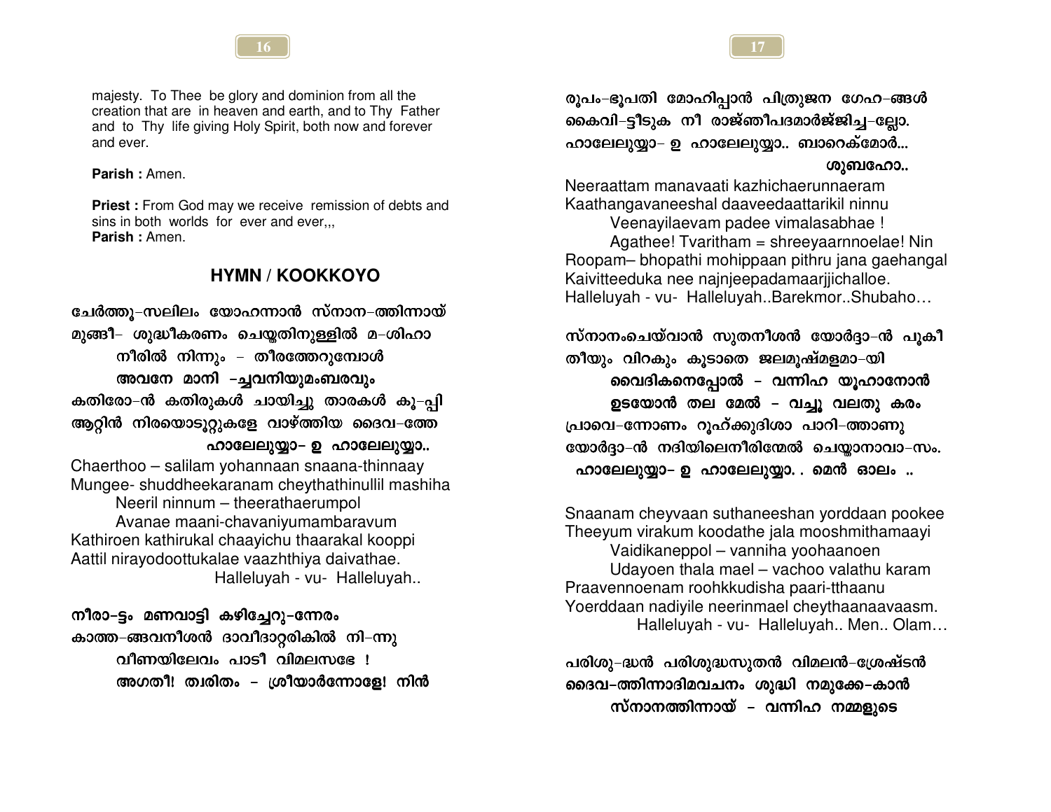majesty. To Thee be glory and dominion from all the creation that are in heaven and earth, and to Thy Father and to Thy life giving Holy Spirit, both now and forever and ever.

**Parish :** Amen.

**Priest :** From God may we receive remission of debts and sins in both worlds for ever and ever,,,
**Parish :** Amen.

## HYMN / KOOKKOYO

ചേർത്തൂ–സലിലം യോഹന്നാൻ സ്നാന–ത്തിന്നായ്
മുങ്ങീ– ശുദ്ധീകരണം ചെയ്തതിനുള്ളിൽ മ–ശിഹാ
നീരിൽ നിന്നും – തീരത്തേറുമ്പോൾ
അവനേ മാനി –ച്ചവനിയുമംബരവും
കതിരോ–ൻ കതിരുകൾ ചായിച്ചു താരകൾ കൂ–പ്പി
ആറ്റിൻ നിരയൊടൂറ്റുകളേ വാഴ്ത്തിയ ദൈവ–ത്തേ
ഹാലേലുയ്യാ– ഉ ഹാലേലുയ്യാ..

Chaerthoo – salilam yohannaan snaana-thinnaay
Mungee- shuddheekaranam cheythathinullil mashiha
Neeril ninnum – theerathaerumpol
Avanae maani-chavaniyumambaravum
Kathiroen kathirukal chaayichu thaarakal kooppi
Aattil nirayodoottukalae vaazhthiya daivathae.
Halleluyah - vu- Halleluyah..

നീരാ–ട്ടം മണവാട്ടി കഴിച്ചേറു–ന്നേരം
കാത്ത–ങ്ങവനീശൻ ദാവീദാറ്ററികിൽ നി–ന്നു
വീണയിലേവം പാടീ വിമലസഭേ !
അഗതീ! ത്വരിതം – ശ്രീയാർന്നോളേ! നിൻ
രൂപം–ഭൂപതി മോഹിപ്പാൻ പിതൃജന ഗേഹ–ങ്ങൾ
കൈവി–ട്ടീടുക നീ രാജ്ഞീപദമാർജ്ജിച്ച–ല്ലോ.
ഹാലേലുയ്യാ– ഉ ഹാലേലുയ്യാ.. ബാറെക്മോർ...
ശുബഹോ..

Neeraattam manavaati kazhichaerunnaeram
Kaathangavaneeshal daaveedaattarikil ninnu
Veenayilaevam padee vimalasabhae !
Agathee! Tvaritham = shreeyaarnnoelae! Nin
Roopam– bhopathi mohippaan pithru jana gaehangal
Kaivitteeduka nee najnjeepadamaarjjichalloe.
Halleluyah - vu- Halleluyah..Barekmor..Shubaho…

സ്നാനംചെയ്‌വാൻ സുതനീശൻ യോർദ്ദാ–ൻ പൂകീ
തീയും വിറകും കൂടാതെ ജലമൂഷ്മളമാ–യി
വൈദികനെപ്പോൽ – വന്നിഹ യൂഹാനോൻ
ഉടയോൻ തല മേൽ – വച്ചൂ വലതു കരം
പ്രാവെ–ന്നോണം റൂഹ്ക്കുദിശാ പാറി–ത്താണു
യോർദ്ദാ–ൻ നദിയിലെനീരിന്മേൽ ചെയ്താനാവാ–സം.
ഹാലേലുയ്യാ– ഉ ഹാലേലുയ്യാ. . മെൻ ഓലം ..

Snaanam cheyvaan suthaneeshan yorddaan pookee
Theeyum virakum koodathe jala mooshmithamaayi
Vaidikaneppol – vanniha yoohaanoen
Udayoen thala mael – vachoo valathu karam
Praavennoenam roohkkudisha paari-tthaanu
Yoerddaan nadiyile neerinmael cheythaanaavaasm.
Halleluyah - vu- Halleluyah.. Men.. Olam…

പരിശു–ദ്ധൻ പരിശുദ്ധസുതൻ വിമലൻ–ശ്രേഷ്ടൻ
ദൈവ–ത്തിന്നാദിമവചനം ശുദ്ധി നമുക്കേ–കാൻ
സ്നാനത്തിന്നായ് – വന്നിഹ നമ്മളുടെ